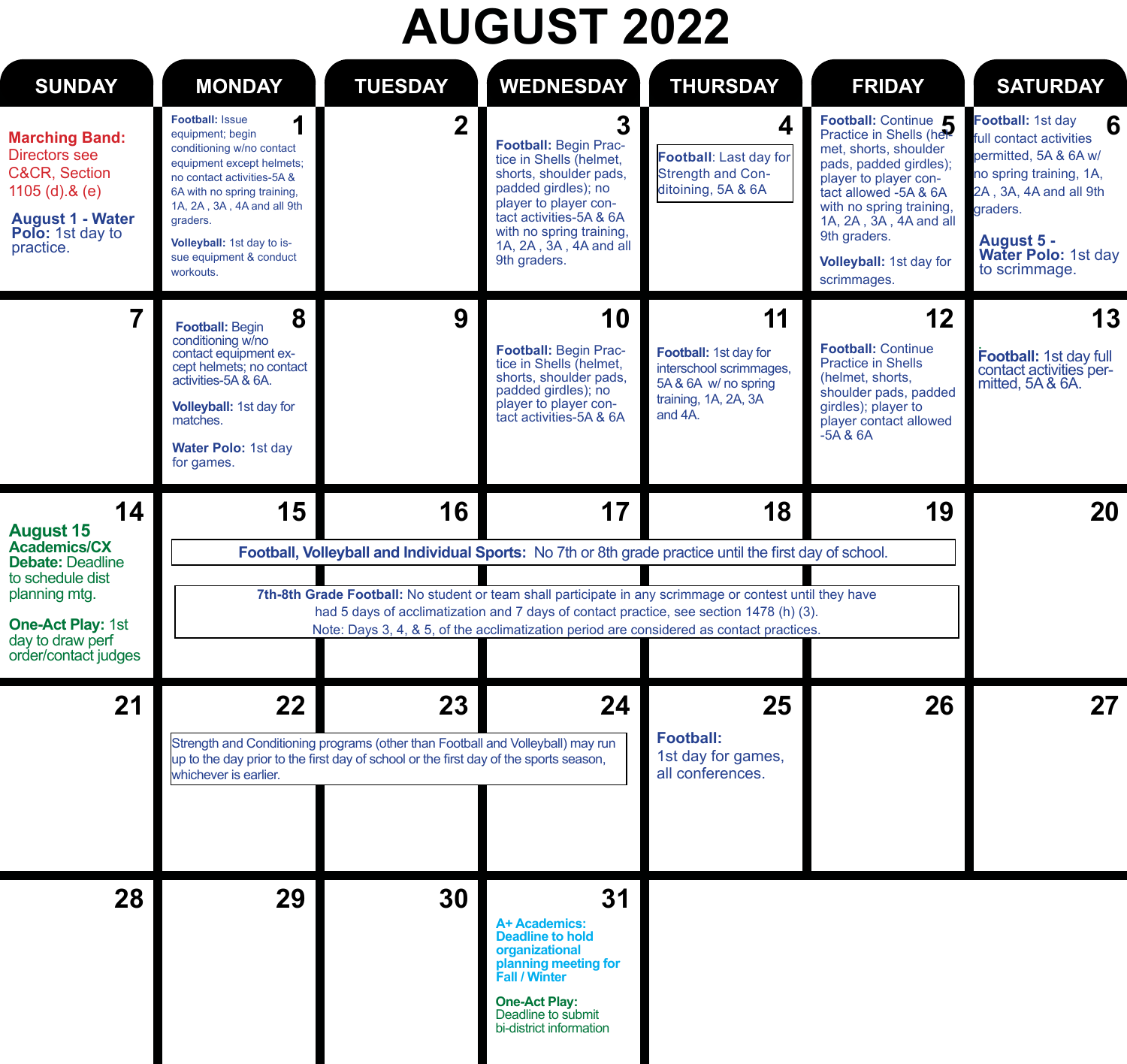# AUGUST 2022

| SUNDAY | MONDAY | TUESDAY | WEDNESDAY | THURSDAY | FRIDAY | SATURDAY |
|---|---|---|---|---|---|---|
| **Marching Band:** Directors see C&CR, Section 1105 (d).& (e)<br><br>**August 1 - Water Polo:** 1st day to practice. | 1<br>**Football:** Issue equipment; begin conditioning w/no contact equipment except helmets; no contact activities-5A & 6A with no spring training, 1A, 2A , 3A , 4A and all 9th graders.<br><br>**Volleyball:** 1st day to issue equipment & conduct workouts. | 2 | 3<br>**Football:** Begin Practice in Shells (helmet, shorts, shoulder pads, padded girdles); no player to player contact activities-5A & 6A with no spring training, 1A, 2A , 3A , 4A and all 9th graders. | 4<br>**Football**: Last day for Strength and Conditoining, 5A & 6A | 5<br>**Football:** Continue Practice in Shells (helmet, shorts, shoulder pads, padded girdles); player to player contact allowed -5A & 6A with no spring training, 1A, 2A , 3A , 4A and all 9th graders.<br><br>**Volleyball:** 1st day for scrimmages. | 6<br>**Football:** 1st day full contact activities permitted, 5A & 6A w/ no spring training, 1A, 2A , 3A, 4A and all 9th graders.<br><br>**August 5 - Water Polo:** 1st day to scrimmage. |
| 7 | 8<br>**Football:** Begin conditioning w/no contact equipment except helmets; no contact activities-5A & 6A.<br><br>**Volleyball:** 1st day for matches.<br><br>**Water Polo:** 1st day for games. | 9 | 10<br>**Football:** Begin Practice in Shells (helmet, shorts, shoulder pads, padded girdles); no player to player contact activities-5A & 6A | 11<br>**Football:** 1st day for interschool scrimmages, 5A & 6A w/ no spring training, 1A, 2A, 3A and 4A. | 12<br>**Football:** Continue Practice in Shells (helmet, shorts, shoulder pads, padded girdles); player to player contact allowed -5A & 6A | 13<br>**Football:** 1st day full contact activities permitted, 5A & 6A. |
| 14<br>**August 15 Academics/CX Debate:** Deadline to schedule dist planning mtg.<br><br>**One-Act Play:** 1st day to draw perf order/contact judges | 15 | 16 | 17 | 18 | 19 | 20 |
| 21 | 22 | 23 | 24 | 25<br>**Football:** 1st day for games, all conferences. | 26 | 27 |
| 28 | 29 | 30 | 31<br>**A+ Academics: Deadline to hold organizational planning meeting for Fall / Winter**<br><br>**One-Act Play:** Deadline to submit bi-district information | | | |

**Week of August 15–19:**

**Football, Volleyball and Individual Sports:** No 7th or 8th grade practice until the first day of school.

**7th-8th Grade Football:** No student or team shall participate in any scrimmage or contest until they have had 5 days of acclimatization and 7 days of contact practice, see section 1478 (h) (3). Note: Days 3, 4, & 5, of the acclimatization period are considered as contact practices.

**Week of August 22–24:**

Strength and Conditioning programs (other than Football and Volleyball) may run up to the day prior to the first day of school or the first day of the sports season, whichever is earlier.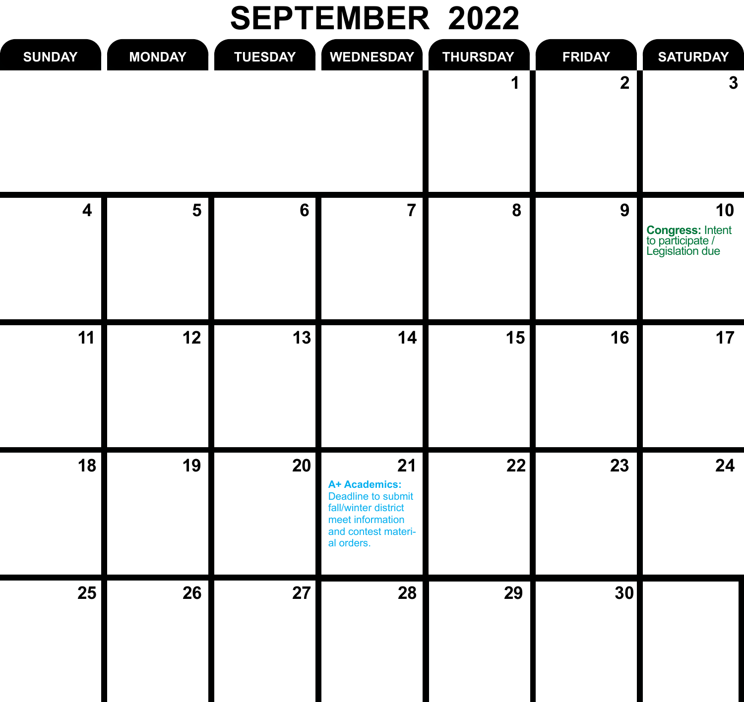# SEPTEMBER 2022

| SUNDAY | MONDAY | TUESDAY | WEDNESDAY | THURSDAY | FRIDAY | SATURDAY |
|---|---|---|---|---|---|---|
| | | | | 1 | 2 | 3 |
| 4 | 5 | 6 | 7 | 8 | 9 | 10 **Congress:** Intent to participate / Legislation due |
| 11 | 12 | 13 | 14 | 15 | 16 | 17 |
| 18 | 19 | 20 | 21 **A+ Academics:** Deadline to submit fall/winter district meet information and contest material orders. | 22 | 23 | 24 |
| 25 | 26 | 27 | 28 | 29 | 30 | |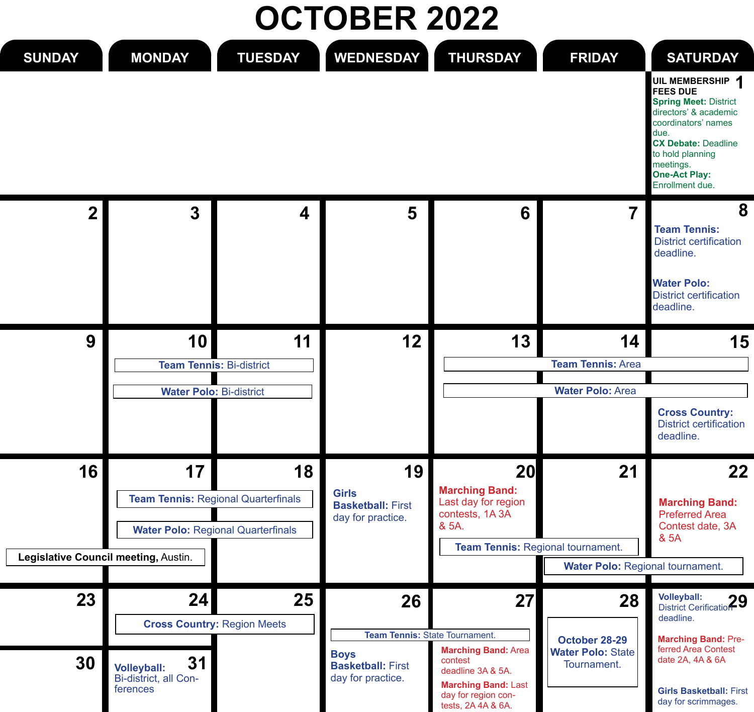# OCTOBER 2022

| SUNDAY | MONDAY | TUESDAY | WEDNESDAY | THURSDAY | FRIDAY | SATURDAY |
|---|---|---|---|---|---|---|
| | | | | | | **1** UIL MEMBERSHIP FEES DUE<br>**Spring Meet:** District directors' & academic coordinators' names due.<br>**CX Debate:** Deadline to hold planning meetings.<br>**One-Act Play:** Enrollment due. |
| **2** | **3** | **4** | **5** | **6** | **7** | **8** **Team Tennis:** District certification deadline.<br>**Water Polo:** District certification deadline. |
| **9** | **10** **Team Tennis:** Bi-district<br>**Water Polo:** Bi-district | **11** **Team Tennis:** Bi-district<br>**Water Polo:** Bi-district | **12** | **13** **Team Tennis:** Area<br>**Water Polo:** Area | **14** **Team Tennis:** Area<br>**Water Polo:** Area | **15** **Team Tennis:** Area<br>**Water Polo:** Area<br>**Cross Country:** District certification deadline. |
| **16** **Legislative Council meeting,** Austin. | **17** **Team Tennis:** Regional Quarterfinals<br>**Water Polo:** Regional Quarterfinals<br>**Legislative Council meeting,** Austin. | **18** **Team Tennis:** Regional Quarterfinals<br>**Water Polo:** Regional Quarterfinals | **19** **Girls Basketball:** First day for practice. | **20** **Marching Band:** Last day for region contests, 1A 3A & 5A.<br>**Team Tennis:** Regional tournament. | **21** **Team Tennis:** Regional tournament.<br>**Water Polo:** Regional tournament. | **22** **Marching Band:** Preferred Area Contest date, 3A & 5A<br>**Water Polo:** Regional tournament. |
| **23** | **24** **Cross Country:** Region Meets | **25** **Cross Country:** Region Meets | **26** **Team Tennis:** State Tournament.<br>**Boys Basketball:** First day for practice. | **27** **Team Tennis:** State Tournament.<br>**Marching Band:** Area contest deadline 3A & 5A.<br>**Marching Band:** Last day for region contests, 2A 4A & 6A. | **28** October 28-29 **Water Polo:** State Tournament. | **29** **Volleyball:** District Cerification deadline.<br>**Marching Band:** Preferred Area Contest date 2A, 4A & 6A<br>**Girls Basketball:** First day for scrimmages. |
| **30** | **31** **Volleyball:** Bi-district, all Conferences | | | | | |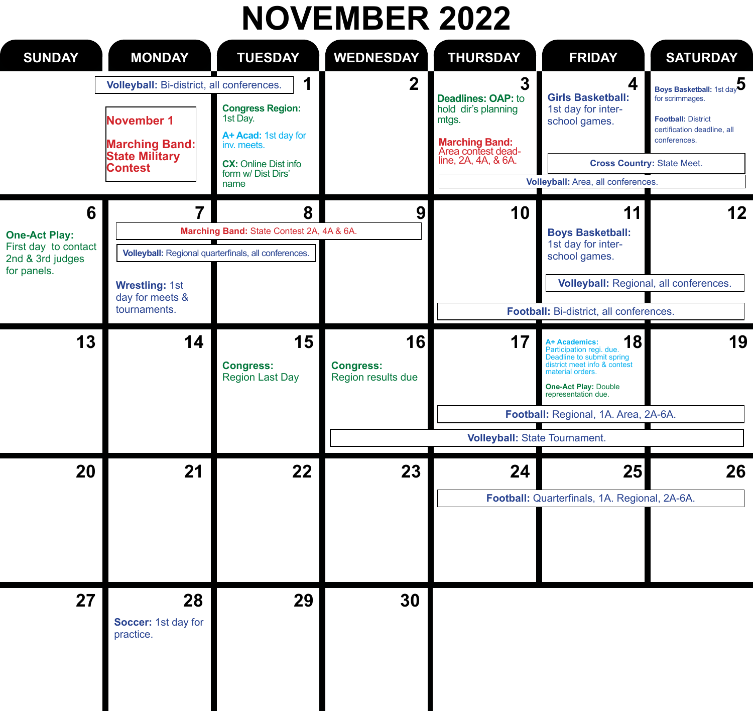# NOVEMBER 2022

| SUNDAY | MONDAY | TUESDAY | WEDNESDAY | THURSDAY | FRIDAY | SATURDAY |
|---|---|---|---|---|---|---|
| | **November 1** **Marching Band: State Military Contest** | **1** **Volleyball:** Bi-district, all conferences. **Congress Region:** 1st Day. **A+ Acad:** 1st day for inv. meets. **CX:** Online Dist info form w/ Dist Dirs' name | **2** | **3** **Deadlines: OAP:** to hold dir's planning mtgs. **Marching Band:** Area contest deadline, 2A, 4A, & 6A. **Volleyball:** Area, all conferences. | **4** **Girls Basketball:** 1st day for inter-school games. **Cross Country:** State Meet. **Volleyball:** Area, all conferences. | **5** **Boys Basketball:** 1st day for scrimmages. **Football:** District certification deadline, all conferences. **Cross Country:** State Meet. **Volleyball:** Area, all conferences. |
| **6** **One-Act Play:** First day to contact 2nd & 3rd judges for panels. | **7** **Marching Band:** State Contest 2A, 4A & 6A. **Volleyball:** Regional quarterfinals, all conferences. **Wrestling:** 1st day for meets & tournaments. | **8** **Marching Band:** State Contest 2A, 4A & 6A. **Volleyball:** Regional quarterfinals, all conferences. | **9** **Marching Band:** State Contest 2A, 4A & 6A. | **10** **Football:** Bi-district, all conferences. | **11** **Boys Basketball:** 1st day for inter-school games. **Volleyball:** Regional, all conferences. **Football:** Bi-district, all conferences. | **12** **Volleyball:** Regional, all conferences. **Football:** Bi-district, all conferences. |
| **13** | **14** | **15** **Congress:** Region Last Day | **16** **Congress:** Region results due **Volleyball:** State Tournament. | **17** **Football:** Regional, 1A. Area, 2A-6A. **Volleyball:** State Tournament. | **18** **A+ Academics:** Participation regi. due. Deadline to submit spring district meet info & contest material orders. **One-Act Play:** Double representation due. **Football:** Regional, 1A. Area, 2A-6A. **Volleyball:** State Tournament. | **19** **Football:** Regional, 1A. Area, 2A-6A. **Volleyball:** State Tournament. |
| **20** | **21** | **22** | **23** | **24** **Football:** Quarterfinals, 1A. Regional, 2A-6A. | **25** **Football:** Quarterfinals, 1A. Regional, 2A-6A. | **26** **Football:** Quarterfinals, 1A. Regional, 2A-6A. |
| **27** | **28** **Soccer:** 1st day for practice. | **29** | **30** | | | |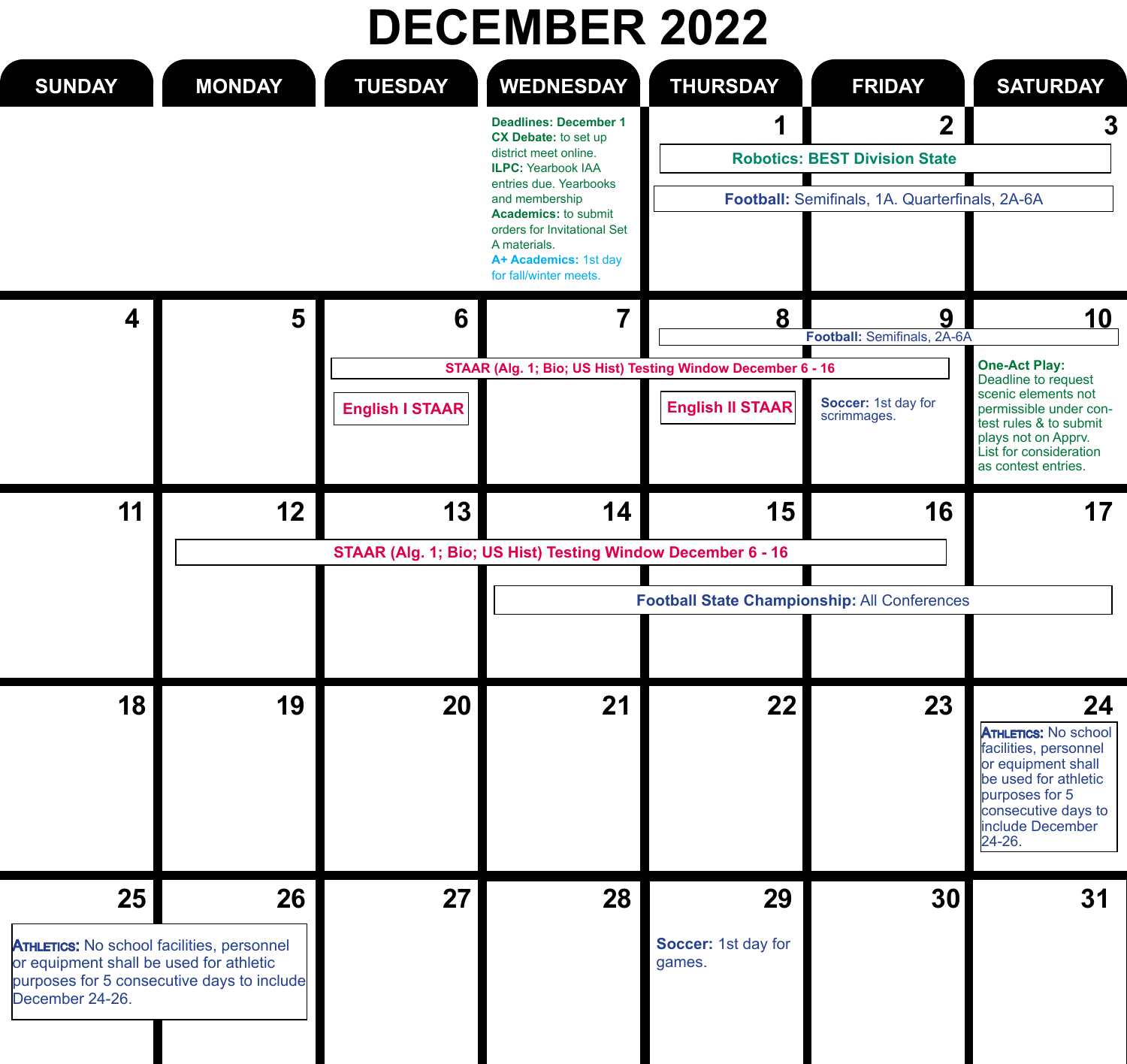# DECEMBER 2022

| SUNDAY | MONDAY | TUESDAY | WEDNESDAY | THURSDAY | FRIDAY | SATURDAY |
|---|---|---|---|---|---|---|
| | | | **Deadlines: December 1** **CX Debate:** to set up district meet online. **ILPC:** Yearbook IAA entries due. Yearbooks and membership **Academics:** to submit orders for Invitational Set A materials. **A+ Academics:** 1st day for fall/winter meets. | 1 **Robotics: BEST Division State** (Dec 1–3) **Football:** Semifinals, 1A. Quarterfinals, 2A-6A (Dec 1–3) | 2 | 3 |
| 4 | 5 | 6 **STAAR (Alg. 1; Bio; US Hist) Testing Window December 6 - 16** **English I STAAR** | 7 | 8 **Football:** Semifinals, 2A-6A (Dec 8–10) **English II STAAR** | 9 **Soccer:** 1st day for scrimmages. | 10 **One-Act Play:** Deadline to request scenic elements not permissible under contest rules & to submit plays not on Apprv. List for consideration as contest entries. |
| 11 | 12 **STAAR (Alg. 1; Bio; US Hist) Testing Window December 6 - 16** | 13 | 14 **Football State Championship:** All Conferences (Dec 14–17) | 15 | 16 | 17 |
| 18 | 19 | 20 | 21 | 22 | 23 | 24 **Athletics:** No school facilities, personnel or equipment shall be used for athletic purposes for 5 consecutive days to include December 24-26. |
| 25 **Athletics:** No school facilities, personnel or equipment shall be used for athletic purposes for 5 consecutive days to include December 24-26. | 26 | 27 | 28 | 29 **Soccer:** 1st day for games. | 30 | 31 |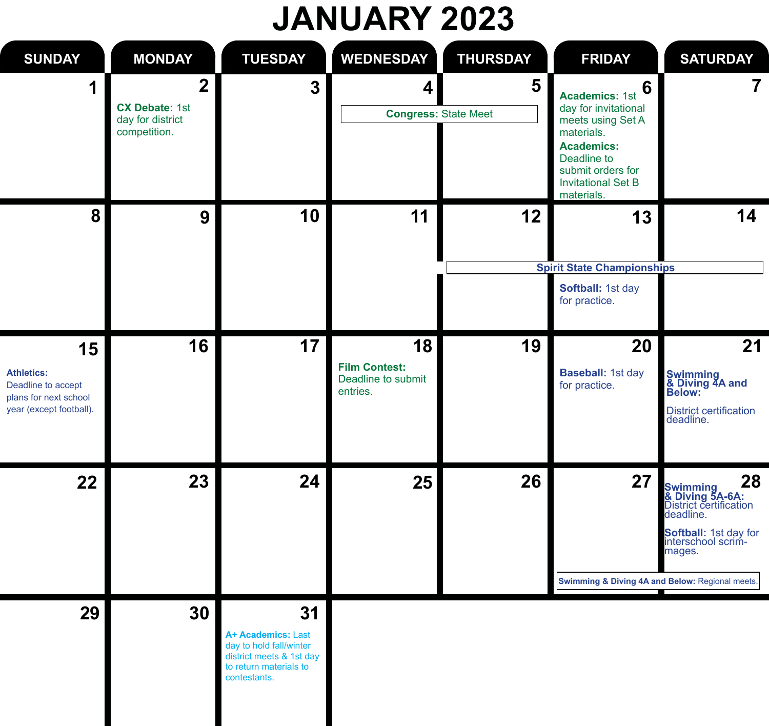# JANUARY 2023

| SUNDAY | MONDAY | TUESDAY | WEDNESDAY | THURSDAY | FRIDAY | SATURDAY |
|---|---|---|---|---|---|---|
| 1 | 2 **CX Debate:** 1st day for district competition. | 3 | 4 **Congress:** State Meet | 5 **Congress:** State Meet | 6 **Academics:** 1st day for invitational meets using Set A materials. **Academics:** Deadline to submit orders for Invitational Set B materials. | 7 |
| 8 | 9 | 10 | 11 | 12 **Spirit State Championships** | 13 **Spirit State Championships** **Softball:** 1st day for practice. | 14 **Spirit State Championships** |
| 15 **Athletics:** Deadline to accept plans for next school year (except football). | 16 | 17 | 18 **Film Contest:** Deadline to submit entries. | 19 | 20 **Baseball:** 1st day for practice. | 21 **Swimming & Diving 4A and Below:** District certification deadline. |
| 22 | 23 | 24 | 25 | 26 | 27 **Swimming & Diving 4A and Below:** Regional meets. | 28 **Swimming & Diving 5A-6A:** District certification deadline. **Softball:** 1st day for interschool scrimmages. **Swimming & Diving 4A and Below:** Regional meets. |
| 29 | 30 | 31 **A+ Academics:** Last day to hold fall/winter district meets & 1st day to return materials to contestants. | | | | |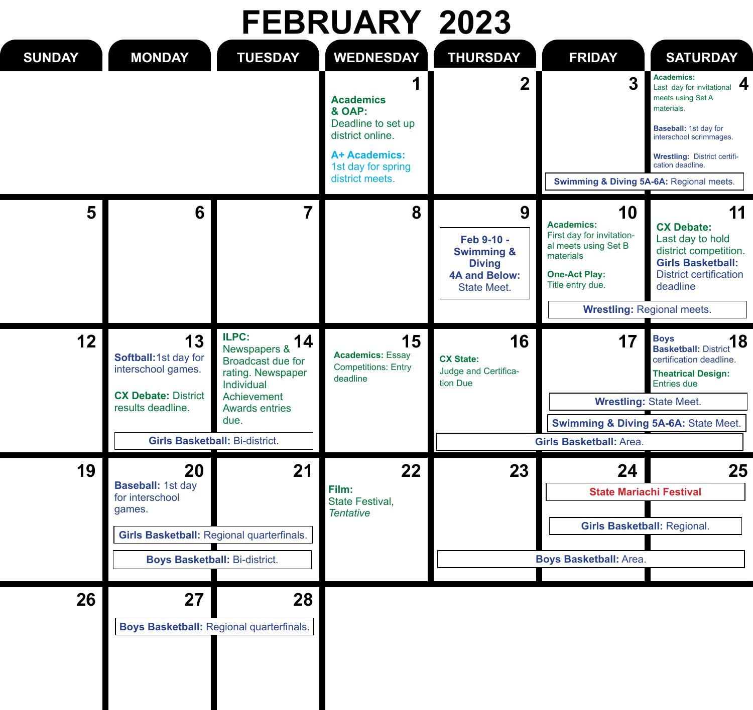# FEBRUARY 2023

| SUNDAY | MONDAY | TUESDAY | WEDNESDAY | THURSDAY | FRIDAY | SATURDAY |
|---|---|---|---|---|---|---|
| | | | **1** **Academics & OAP:** Deadline to set up district online. **A+ Academics:** 1st day for spring district meets. | **2** | **3** **Swimming & Diving 5A-6A:** Regional meets. | **4** **Academics:** Last day for invitational meets using Set A materials. **Baseball:** 1st day for interschool scrimmages. **Wrestling:** District certification deadline. **Swimming & Diving 5A-6A:** Regional meets. |
| **5** | **6** | **7** | **8** | **9** **Feb 9-10 - Swimming & Diving 4A and Below:** State Meet. | **10** **Academics:** First day for invitational meets using Set B materials **One-Act Play:** Title entry due. **Wrestling:** Regional meets. | **11** **CX Debate:** Last day to hold district competition. **Girls Basketball:** District certification deadline **Wrestling:** Regional meets. |
| **12** | **13** **Softball:** 1st day for interschool games. **CX Debate:** District results deadline. **Girls Basketball:** Bi-district. | **14** **ILPC:** Newspapers & Broadcast due for rating. Newspaper Individual Achievement Awards entries due. **Girls Basketball:** Bi-district. | **15** **Academics:** Essay Competitions: Entry deadline | **16** **CX State:** Judge and Certification Due **Girls Basketball:** Area. | **17** **Wrestling:** State Meet. **Swimming & Diving 5A-6A:** State Meet. **Girls Basketball:** Area. | **18** **Boys Basketball:** District certification deadline. **Theatrical Design:** Entries due **Wrestling:** State Meet. **Swimming & Diving 5A-6A:** State Meet. **Girls Basketball:** Area. |
| **19** | **20** **Baseball:** 1st day for interschool games. **Girls Basketball:** Regional quarterfinals. **Boys Basketball:** Bi-district. | **21** **Girls Basketball:** Regional quarterfinals. **Boys Basketball:** Bi-district. | **22** **Film:** State Festival, *Tentative* | **23** **Boys Basketball:** Area. | **24** **State Mariachi Festival** **Girls Basketball:** Regional. **Boys Basketball:** Area. | **25** **State Mariachi Festival** **Girls Basketball:** Regional. **Boys Basketball:** Area. |
| **26** | **27** **Boys Basketball:** Regional quarterfinals. | **28** **Boys Basketball:** Regional quarterfinals. | | | | |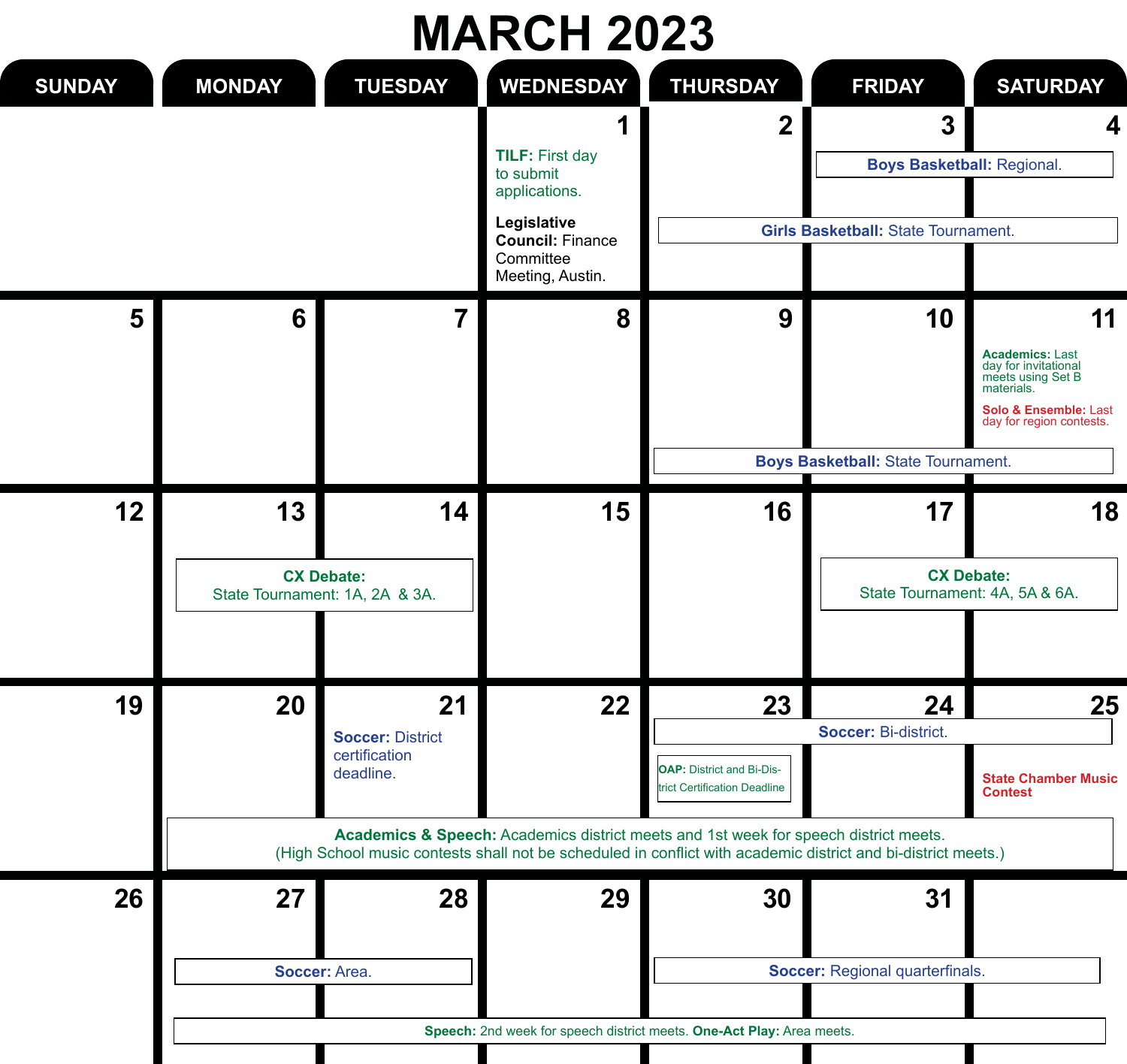# MARCH 2023

| SUNDAY | MONDAY | TUESDAY | WEDNESDAY | THURSDAY | FRIDAY | SATURDAY |
|---|---|---|---|---|---|---|
| | | | 1<br>**TILF:** First day to submit applications.<br>**Legislative Council:** Finance Committee Meeting, Austin. | 2<br>**Girls Basketball:** State Tournament. | 3<br>**Boys Basketball:** Regional.<br>**Girls Basketball:** State Tournament. | 4<br>**Boys Basketball:** Regional.<br>**Girls Basketball:** State Tournament. |
| 5 | 6 | 7 | 8 | 9<br>**Boys Basketball:** State Tournament. | 10<br>**Boys Basketball:** State Tournament. | 11<br>**Academics:** Last day for invitational meets using Set B materials.<br>**Solo & Ensemble:** Last day for region contests.<br>**Boys Basketball:** State Tournament. |
| 12 | 13<br>**CX Debate:** State Tournament: 1A, 2A & 3A. | 14<br>**CX Debate:** State Tournament: 1A, 2A & 3A. | 15 | 16 | 17<br>**CX Debate:** State Tournament: 4A, 5A & 6A. | 18<br>**CX Debate:** State Tournament: 4A, 5A & 6A. |
| 19 | 20<br>**Academics & Speech:** Academics district meets and 1st week for speech district meets. (High School music contests shall not be scheduled in conflict with academic district and bi-district meets.) | 21<br>**Soccer:** District certification deadline. | 22 | 23<br>**Soccer:** Bi-district.<br>**OAP:** District and Bi-District Certification Deadline | 24<br>**Soccer:** Bi-district. | 25<br>**Soccer:** Bi-district.<br>**State Chamber Music Contest** |
| 26 | 27<br>**Soccer:** Area.<br>**Speech:** 2nd week for speech district meets. **One-Act Play:** Area meets. | 28<br>**Soccer:** Area. | 29 | 30<br>**Soccer:** Regional quarterfinals. | 31<br>**Soccer:** Regional quarterfinals. | |

**Academics & Speech:** Academics district meets and 1st week for speech district meets. (High School music contests shall not be scheduled in conflict with academic district and bi-district meets.) — March 20–25

**Speech:** 2nd week for speech district meets. **One-Act Play:** Area meets. — March 27–April 1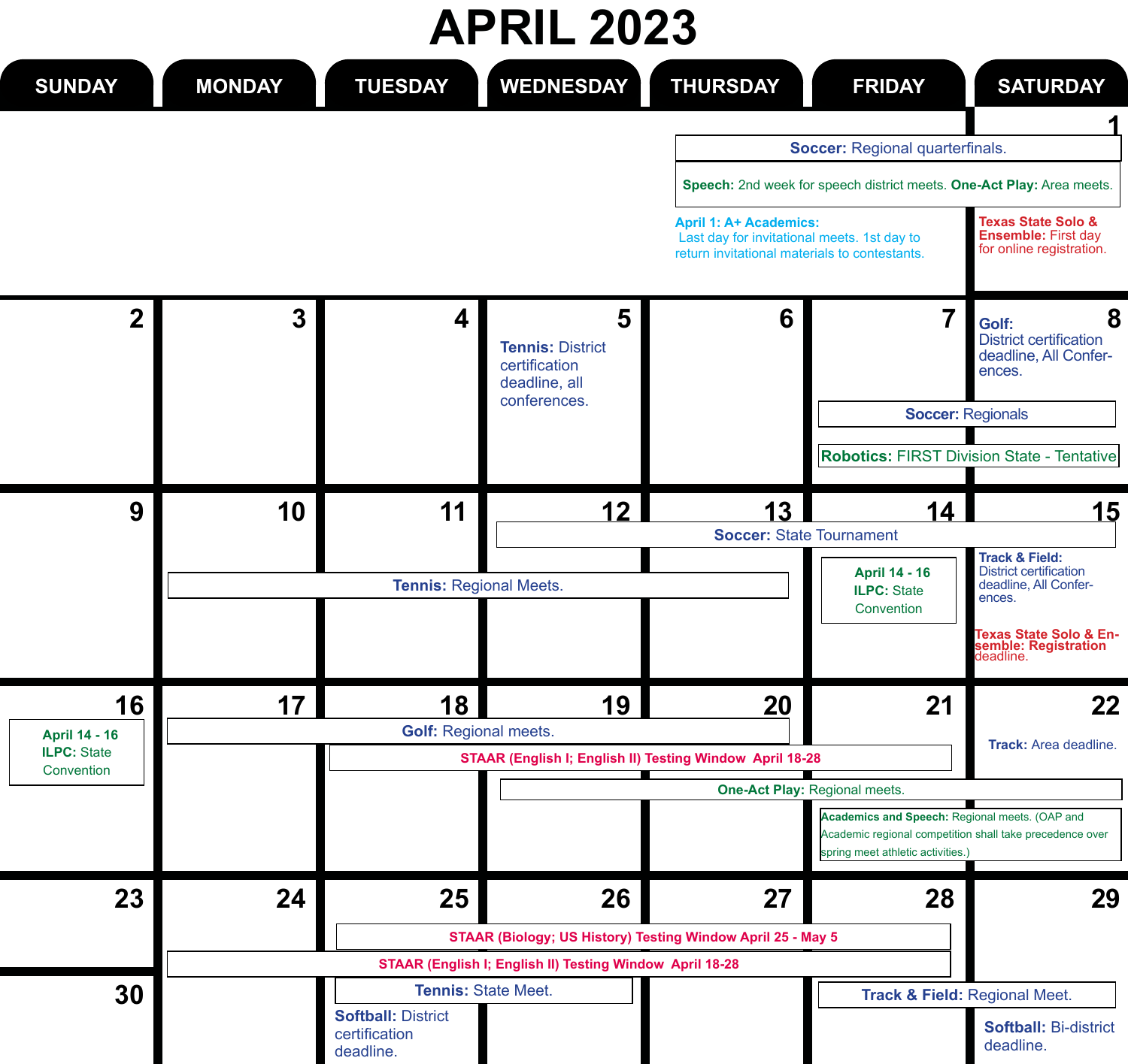# APRIL 2023

| SUNDAY | MONDAY | TUESDAY | WEDNESDAY | THURSDAY | FRIDAY | SATURDAY |
|---|---|---|---|---|---|---|
| | | | | | | 1 **Texas State Solo & Ensemble:** First day for online registration. |
| 2 | 3 | 4 | 5 **Tennis:** District certification deadline, all conferences. | 6 | 7 | 8 **Golf:** District certification deadline, All Conferences. |
| 9 | 10 | 11 | 12 | 13 | 14 | 15 **Track & Field:** District certification deadline, All Conferences. **Texas State Solo & Ensemble: Registration** deadline. |
| 16 | 17 | 18 | 19 | 20 | 21 | 22 **Track:** Area deadline. |
| 23 | 24 | 25 **Softball:** District certification deadline. | 26 | 27 | 28 | 29 **Softball:** Bi-district deadline. |
| 30 | | | | | | |

**Week of March 26 – April 1:**
- **Soccer:** Regional quarterfinals. (Thursday – Saturday)
- **Speech:** 2nd week for speech district meets. **One-Act Play:** Area meets. (Thursday – Saturday)
- **April 1: A+ Academics:** Last day for invitational meets. 1st day to return invitational materials to contestants.

**Week of April 2 – 8:**
- **Soccer:** Regionals (Friday – Saturday)
- **Robotics:** FIRST Division State - Tentative (Friday – Saturday)

**Week of April 9 – 15:**
- **Soccer:** State Tournament (April 12 – 15)
- **Tennis:** Regional Meets. (April 10 – 13)
- **April 14 - 16 ILPC:** State Convention

**Week of April 16 – 22:**
- **April 14 - 16 ILPC:** State Convention
- **Golf:** Regional meets. (April 17 – 20)
- **STAAR (English I; English II) Testing Window April 18-28**
- **One-Act Play:** Regional meets. (April 19 – 22)
- **Academics and Speech:** Regional meets. (OAP and Academic regional competition shall take precedence over spring meet athletic activities.) (April 21 – 22)

**Week of April 23 – 30:**
- **STAAR (Biology; US History) Testing Window April 25 - May 5**
- **STAAR (English I; English II) Testing Window April 18-28**
- **Tennis:** State Meet. (April 25 – 26)
- **Track & Field:** Regional Meet. (April 28 – 29)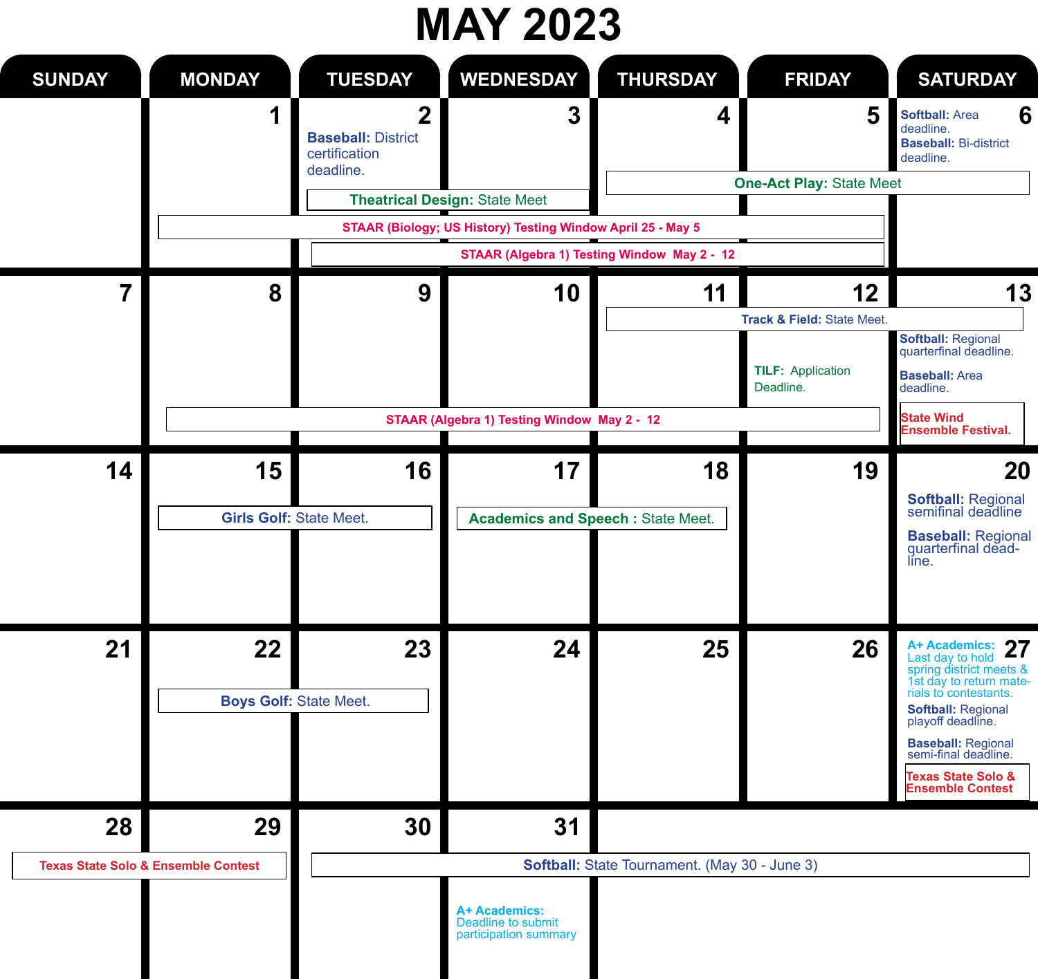# MAY 2023

| SUNDAY | MONDAY | TUESDAY | WEDNESDAY | THURSDAY | FRIDAY | SATURDAY |
|---|---|---|---|---|---|---|
| | 1 | 2<br>**Baseball:** District certification deadline. | 3 | 4 | 5 | 6<br>**Softball:** Area deadline.<br>**Baseball:** Bi-district deadline. |
| 7 | 8 | 9 | 10 | 11 | 12<br>**TILF:** Application Deadline. | 13<br>**Softball:** Regional quarterfinal deadline.<br>**Baseball:** Area deadline.<br>State Wind Ensemble Festival. |
| 14 | 15 | 16 | 17 | 18 | 19 | 20<br>**Softball:** Regional semifinal deadline<br>**Baseball:** Regional quarterfinal deadline. |
| 21 | 22 | 23 | 24 | 25 | 26 | 27<br>**A+ Academics:** Last day to hold spring district meets & 1st day to return materials to contestants.<br>**Softball:** Regional playoff deadline.<br>**Baseball:** Regional semi-final deadline.<br>Texas State Solo & Ensemble Contest |
| 28 | 29 | 30 | 31<br>**A+ Academics:** Deadline to submit participation summary | | | |

Multi-day events:

- **Theatrical Design:** State Meet (May 2 – 3)
- **One-Act Play:** State Meet (May 4 – 6)
- STAAR (Biology; US History) Testing Window April 25 - May 5
- STAAR (Algebra 1) Testing Window May 2 - 12
- **Track & Field:** State Meet. (May 11 – 13)
- **Girls Golf:** State Meet. (May 15 – 16)
- **Academics and Speech :** State Meet. (May 17 – 18)
- **Boys Golf:** State Meet. (May 22 – 23)
- Texas State Solo & Ensemble Contest (May 27 – 29)
- **Softball:** State Tournament. (May 30 - June 3)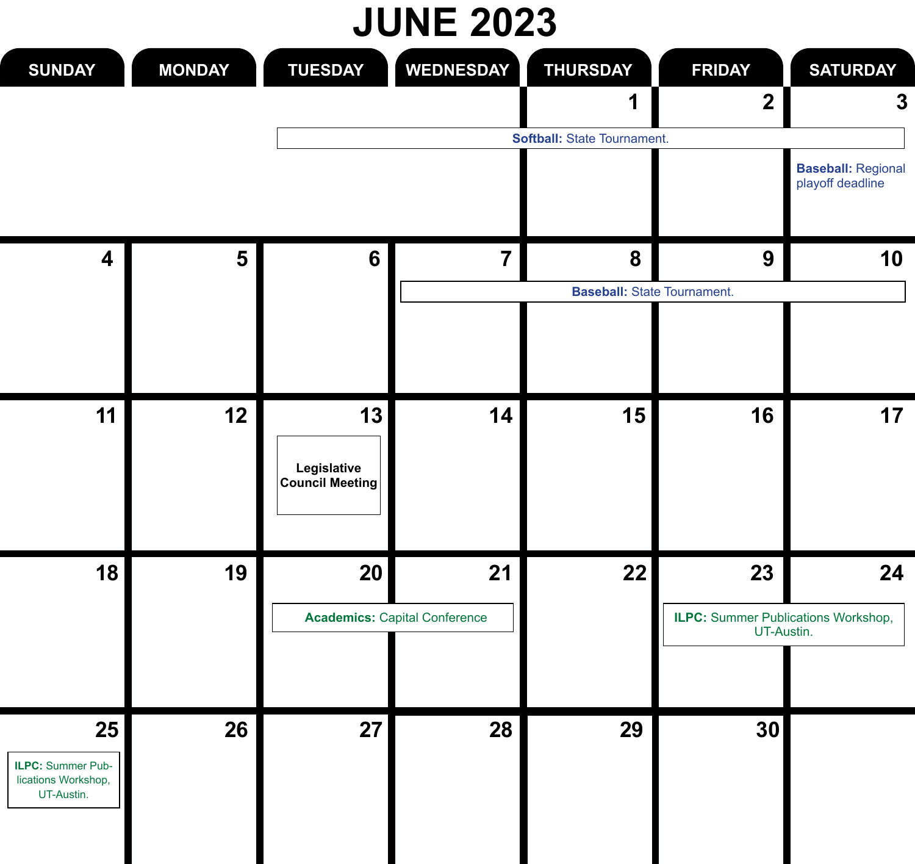# JUNE 2023

| SUNDAY | MONDAY | TUESDAY | WEDNESDAY | THURSDAY | FRIDAY | SATURDAY |
|---|---|---|---|---|---|---|
| | | | | 1 | 2 | 3 **Baseball:** Regional playoff deadline |
| 4 | 5 | 6 | 7 | 8 | 9 | 10 |
| 11 | 12 | 13 **Legislative Council Meeting** | 14 | 15 | 16 | 17 |
| 18 | 19 | 20 | 21 | 22 | 23 | 24 |
| 25 **ILPC:** Summer Publications Workshop, UT-Austin. | 26 | 27 | 28 | 29 | 30 | |

**Softball:** State Tournament. (Tuesday–Saturday, week of June 1–3)

**Baseball:** State Tournament. (June 7–10)

**Academics:** Capital Conference (June 20–21)

**ILPC:** Summer Publications Workshop, UT-Austin. (June 23–24)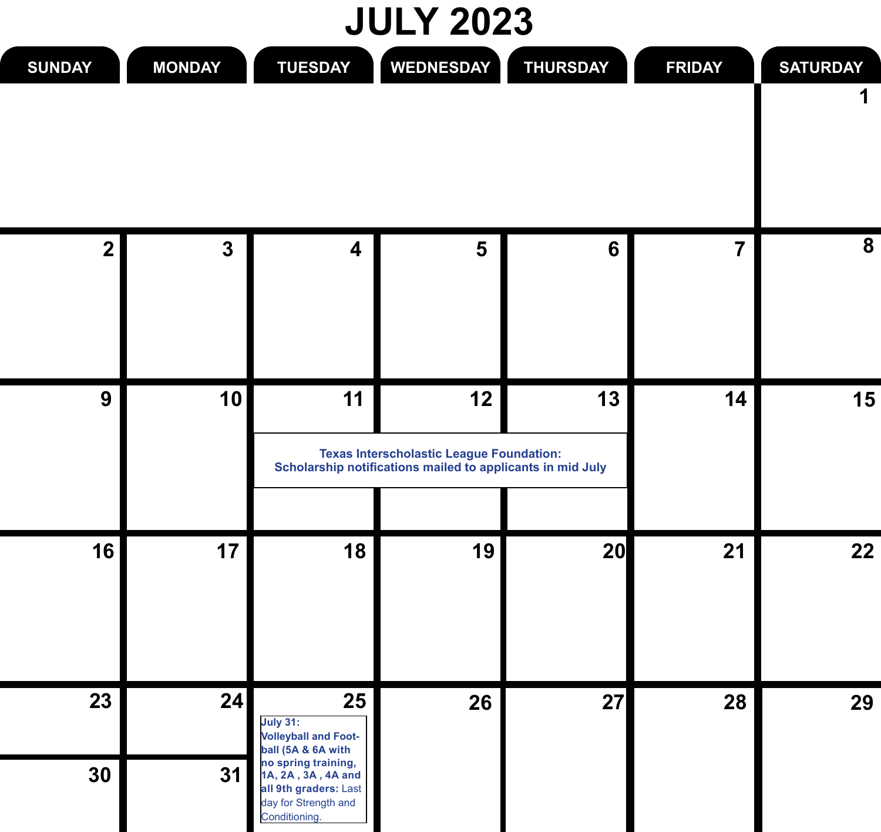# JULY 2023

| SUNDAY | MONDAY | TUESDAY | WEDNESDAY | THURSDAY | FRIDAY | SATURDAY |
|---|---|---|---|---|---|---|
| | | | | | | 1 |
| 2 | 3 | 4 | 5 | 6 | 7 | 8 |
| 9 | 10 | 11 **Texas Interscholastic League Foundation: Scholarship notifications mailed to applicants in mid July** | 12 | 13 | 14 | 15 |
| 16 | 17 | 18 | 19 | 20 | 21 | 22 |
| 23 | 24 | 25 **July 31: Volleyball and Football (5A & 6A with no spring training, 1A, 2A , 3A , 4A and all 9th graders:** Last day for Strength and Conditioning. | 26 | 27 | 28 | 29 |
| 30 | 31 | | | | | |